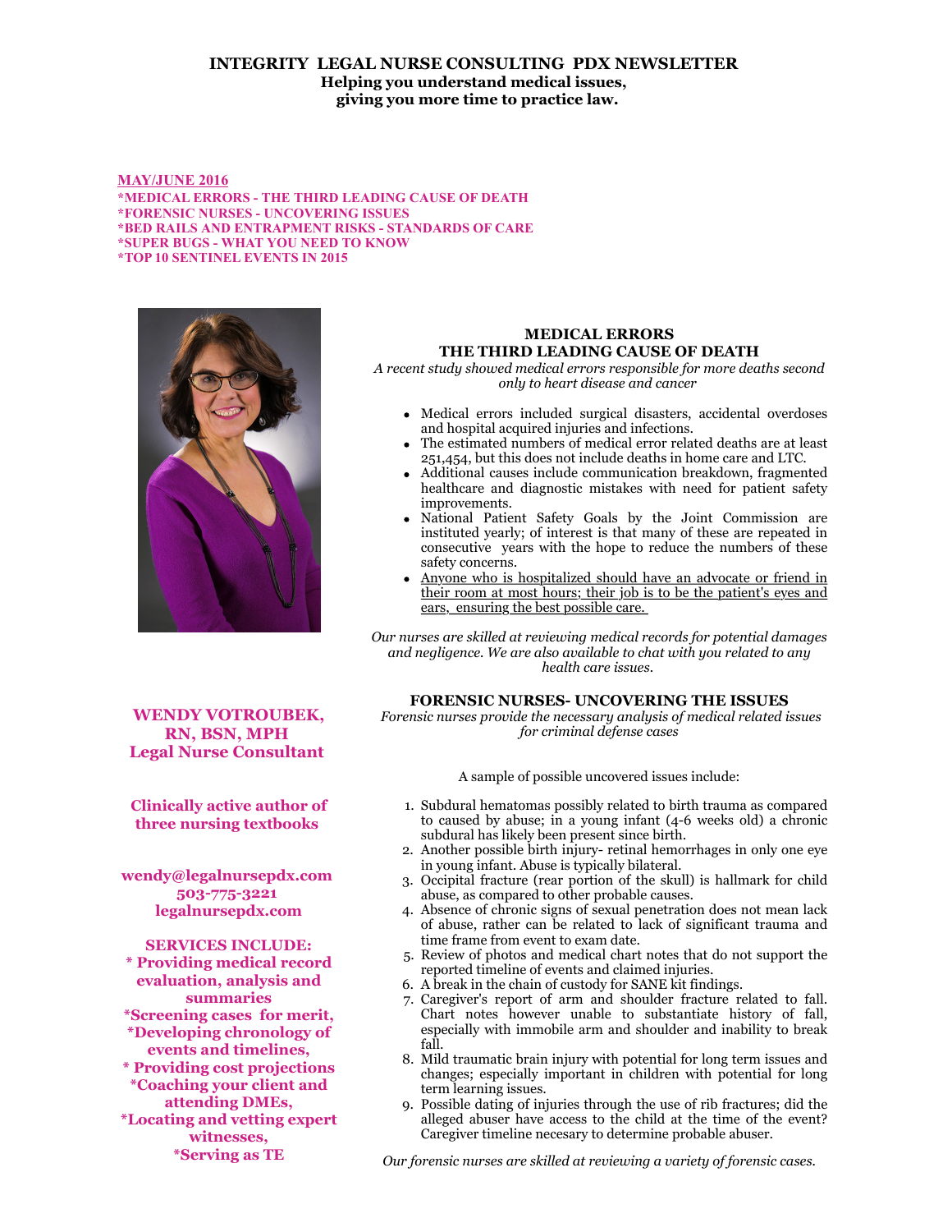# INTEGRITY LEGAL NURSE CONSULTING PDX NEWSLETTER

**Helping you understand medical issues, giving you more time to practice law.**

**MAY/JUNE 2016**

**\*MEDICAL ERRORS - THE THIRD LEADING CAUSE OF DEATH**
**\*FORENSIC NURSES - UNCOVERING ISSUES**
**\*BED RAILS AND ENTRAPMENT RISKS - STANDARDS OF CARE**
**\*SUPER BUGS - WHAT YOU NEED TO KNOW**
**\*TOP 10 SENTINEL EVENTS IN 2015**

**WENDY VOTROUBEK, RN, BSN, MPH**
**Legal Nurse Consultant**

**Clinically active author of three nursing textbooks**

**wendy@legalnursepdx.com**
**503-775-3221**
**legalnursepdx.com**

**SERVICES INCLUDE:**
**\* Providing medical record evaluation, analysis and summaries**
**\*Screening cases for merit,**
**\*Developing chronology of events and timelines,**
**\* Providing cost projections**
**\*Coaching your client and attending DMEs,**
**\*Locating and vetting expert witnesses,**
**\*Serving as TE**

## MEDICAL ERRORS THE THIRD LEADING CAUSE OF DEATH

*A recent study showed medical errors responsible for more deaths second only to heart disease and cancer*

- Medical errors included surgical disasters, accidental overdoses and hospital acquired injuries and infections.
- The estimated numbers of medical error related deaths are at least 251,454, but this does not include deaths in home care and LTC.
- Additional causes include communication breakdown, fragmented healthcare and diagnostic mistakes with need for patient safety improvements.
- National Patient Safety Goals by the Joint Commission are instituted yearly; of interest is that many of these are repeated in consecutive years with the hope to reduce the numbers of these safety concerns.
- <u>Anyone who is hospitalized should have an advocate or friend in their room at most hours; their job is to be the patient's eyes and ears, ensuring the best possible care.</u>

*Our nurses are skilled at reviewing medical records for potential damages and negligence. We are also available to chat with you related to any health care issues.*

## FORENSIC NURSES- UNCOVERING THE ISSUES

*Forensic nurses provide the necessary analysis of medical related issues for criminal defense cases*

A sample of possible uncovered issues include:

1. Subdural hematomas possibly related to birth trauma as compared to caused by abuse; in a young infant (4-6 weeks old) a chronic subdural has likely been present since birth.
2. Another possible birth injury- retinal hemorrhages in only one eye in young infant. Abuse is typically bilateral.
3. Occipital fracture (rear portion of the skull) is hallmark for child abuse, as compared to other probable causes.
4. Absence of chronic signs of sexual penetration does not mean lack of abuse, rather can be related to lack of significant trauma and time frame from event to exam date.
5. Review of photos and medical chart notes that do not support the reported timeline of events and claimed injuries.
6. A break in the chain of custody for SANE kit findings.
7. Caregiver's report of arm and shoulder fracture related to fall. Chart notes however unable to substantiate history of fall, especially with immobile arm and shoulder and inability to break fall.
8. Mild traumatic brain injury with potential for long term issues and changes; especially important in children with potential for long term learning issues.
9. Possible dating of injuries through the use of rib fractures; did the alleged abuser have access to the child at the time of the event? Caregiver timeline necesary to determine probable abuser.

*Our forensic nurses are skilled at reviewing a variety of forensic cases.*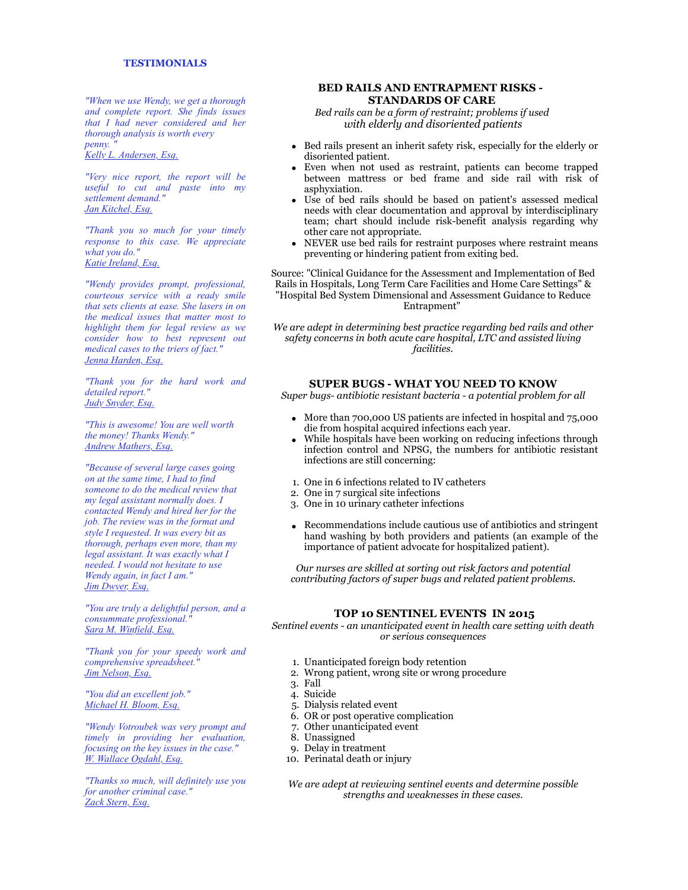## TESTIMONIALS

*"When we use Wendy, we get a thorough and complete report. She finds issues that I had never considered and her thorough analysis is worth every penny. "*
*Kelly L. Andersen, Esq.*

*"Very nice report, the report will be useful to cut and paste into my settlement demand."*
*Jan Kitchel, Esq.*

*"Thank you so much for your timely response to this case. We appreciate what you do."*
*Katie Ireland, Esq.*

*"Wendy provides prompt, professional, courteous service with a ready smile that sets clients at ease. She lasers in on the medical issues that matter most to highlight them for legal review as we consider how to best represent out medical cases to the triers of fact."*
*Jenna Harden, Esq.*

*"Thank you for the hard work and detailed report."*
*Judy Snyder, Esq.*

*"This is awesome! You are well worth the money! Thanks Wendy."*
*Andrew Mathers, Esq.*

*"Because of several large cases going on at the same time, I had to find someone to do the medical review that my legal assistant normally does. I contacted Wendy and hired her for the job. The review was in the format and style I requested. It was every bit as thorough, perhaps even more, than my legal assistant. It was exactly what I needed. I would not hesitate to use Wendy again, in fact I am."*
*Jim Dwyer, Esq.*

*"You are truly a delightful person, and a consummate professional."*
*Sara M. Winfield, Esq.*

*"Thank you for your speedy work and comprehensive spreadsheet."*
*Jim Nelson, Esq.*

*"You did an excellent job."*
*Michael H. Bloom, Esq.*

*"Wendy Votroubek was very prompt and timely in providing her evaluation, focusing on the key issues in the case."*
*W. Wallace Ogdahl, Esq.*

*"Thanks so much, will definitely use you for another criminal case."*
*Zack Stern, Esq.*

## BED RAILS AND ENTRAPMENT RISKS - STANDARDS OF CARE

*Bed rails can be a form of restraint; problems if used with elderly and disoriented patients*

- Bed rails present an inherit safety risk, especially for the elderly or disoriented patient.
- Even when not used as restraint, patients can become trapped between mattress or bed frame and side rail with risk of asphyxiation.
- Use of bed rails should be based on patient's assessed medical needs with clear documentation and approval by interdisciplinary team; chart should include risk-benefit analysis regarding why other care not appropriate.
- NEVER use bed rails for restraint purposes where restraint means preventing or hindering patient from exiting bed.

Source: "Clinical Guidance for the Assessment and Implementation of Bed Rails in Hospitals, Long Term Care Facilities and Home Care Settings" & "Hospital Bed System Dimensional and Assessment Guidance to Reduce Entrapment"

*We are adept in determining best practice regarding bed rails and other safety concerns in both acute care hospital, LTC and assisted living facilities.*

## SUPER BUGS - WHAT YOU NEED TO KNOW

*Super bugs- antibiotic resistant bacteria - a potential problem for all*

- More than 700,000 US patients are infected in hospital and 75,000 die from hospital acquired infections each year.
- While hospitals have been working on reducing infections through infection control and NPSG, the numbers for antibiotic resistant infections are still concerning:

1. One in 6 infections related to IV catheters
2. One in 7 surgical site infections
3. One in 10 urinary catheter infections

- Recommendations include cautious use of antibiotics and stringent hand washing by both providers and patients (an example of the importance of patient advocate for hospitalized patient).

*Our nurses are skilled at sorting out risk factors and potential contributing factors of super bugs and related patient problems.*

## TOP 10 SENTINEL EVENTS IN 2015

*Sentinel events - an unanticipated event in health care setting with death or serious consequences*

1. Unanticipated foreign body retention
2. Wrong patient, wrong site or wrong procedure
3. Fall
4. Suicide
5. Dialysis related event
6. OR or post operative complication
7. Other unanticipated event
8. Unassigned
9. Delay in treatment
10. Perinatal death or injury

*We are adept at reviewing sentinel events and determine possible strengths and weaknesses in these cases.*